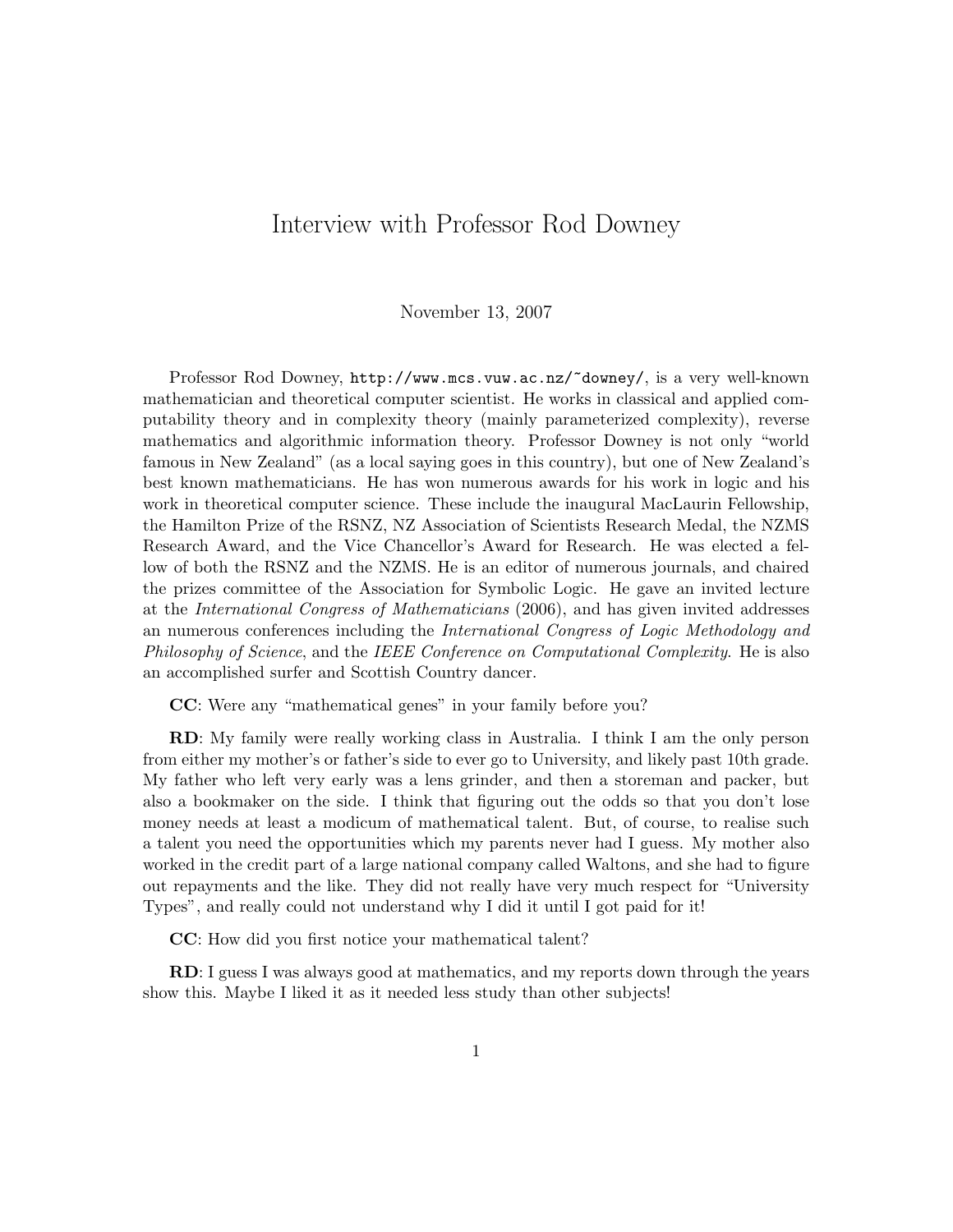# Interview with Professor Rod Downey

November 13, 2007

Professor Rod Downey, `http://www.mcs.vuw.ac.nz/~downey/`, is a very well-known mathematician and theoretical computer scientist. He works in classical and applied computability theory and in complexity theory (mainly parameterized complexity), reverse mathematics and algorithmic information theory. Professor Downey is not only "world famous in New Zealand" (as a local saying goes in this country), but one of New Zealand's best known mathematicians. He has won numerous awards for his work in logic and his work in theoretical computer science. These include the inaugural MacLaurin Fellowship, the Hamilton Prize of the RSNZ, NZ Association of Scientists Research Medal, the NZMS Research Award, and the Vice Chancellor's Award for Research. He was elected a fellow of both the RSNZ and the NZMS. He is an editor of numerous journals, and chaired the prizes committee of the Association for Symbolic Logic. He gave an invited lecture at the *International Congress of Mathematicians* (2006), and has given invited addresses an numerous conferences including the *International Congress of Logic Methodology and Philosophy of Science*, and the *IEEE Conference on Computational Complexity*. He is also an accomplished surfer and Scottish Country dancer.

**CC**: Were any "mathematical genes" in your family before you?

**RD**: My family were really working class in Australia. I think I am the only person from either my mother's or father's side to ever go to University, and likely past 10th grade. My father who left very early was a lens grinder, and then a storeman and packer, but also a bookmaker on the side. I think that figuring out the odds so that you don't lose money needs at least a modicum of mathematical talent. But, of course, to realise such a talent you need the opportunities which my parents never had I guess. My mother also worked in the credit part of a large national company called Waltons, and she had to figure out repayments and the like. They did not really have very much respect for "University Types", and really could not understand why I did it until I got paid for it!

**CC**: How did you first notice your mathematical talent?

**RD**: I guess I was always good at mathematics, and my reports down through the years show this. Maybe I liked it as it needed less study than other subjects!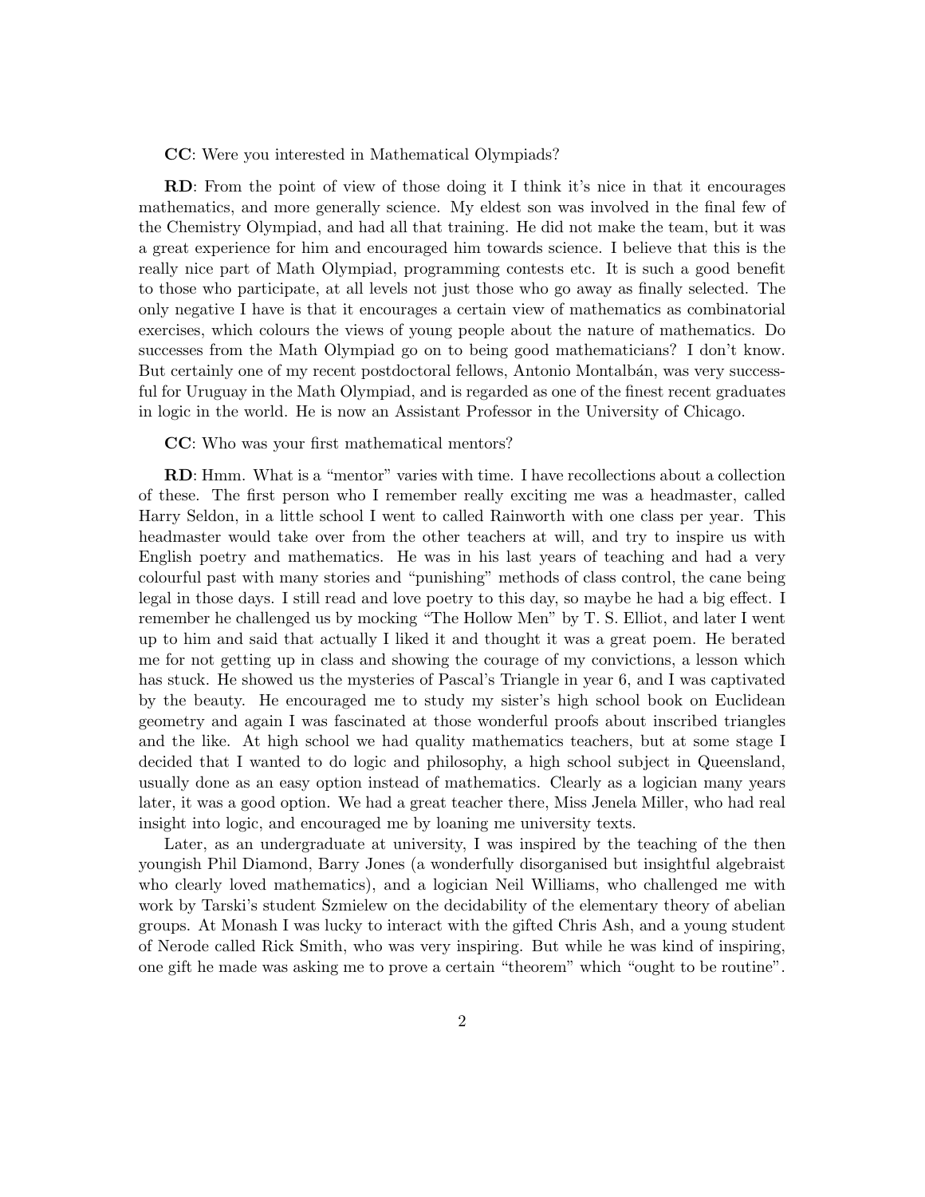**CC**: Were you interested in Mathematical Olympiads?

**RD**: From the point of view of those doing it I think it's nice in that it encourages mathematics, and more generally science. My eldest son was involved in the final few of the Chemistry Olympiad, and had all that training. He did not make the team, but it was a great experience for him and encouraged him towards science. I believe that this is the really nice part of Math Olympiad, programming contests etc. It is such a good benefit to those who participate, at all levels not just those who go away as finally selected. The only negative I have is that it encourages a certain view of mathematics as combinatorial exercises, which colours the views of young people about the nature of mathematics. Do successes from the Math Olympiad go on to being good mathematicians? I don't know. But certainly one of my recent postdoctoral fellows, Antonio Montalbán, was very successful for Uruguay in the Math Olympiad, and is regarded as one of the finest recent graduates in logic in the world. He is now an Assistant Professor in the University of Chicago.

**CC**: Who was your first mathematical mentors?

**RD**: Hmm. What is a "mentor" varies with time. I have recollections about a collection of these. The first person who I remember really exciting me was a headmaster, called Harry Seldon, in a little school I went to called Rainworth with one class per year. This headmaster would take over from the other teachers at will, and try to inspire us with English poetry and mathematics. He was in his last years of teaching and had a very colourful past with many stories and "punishing" methods of class control, the cane being legal in those days. I still read and love poetry to this day, so maybe he had a big effect. I remember he challenged us by mocking "The Hollow Men" by T. S. Elliot, and later I went up to him and said that actually I liked it and thought it was a great poem. He berated me for not getting up in class and showing the courage of my convictions, a lesson which has stuck. He showed us the mysteries of Pascal's Triangle in year 6, and I was captivated by the beauty. He encouraged me to study my sister's high school book on Euclidean geometry and again I was fascinated at those wonderful proofs about inscribed triangles and the like. At high school we had quality mathematics teachers, but at some stage I decided that I wanted to do logic and philosophy, a high school subject in Queensland, usually done as an easy option instead of mathematics. Clearly as a logician many years later, it was a good option. We had a great teacher there, Miss Jenela Miller, who had real insight into logic, and encouraged me by loaning me university texts.

Later, as an undergraduate at university, I was inspired by the teaching of the then youngish Phil Diamond, Barry Jones (a wonderfully disorganised but insightful algebraist who clearly loved mathematics), and a logician Neil Williams, who challenged me with work by Tarski's student Szmielew on the decidability of the elementary theory of abelian groups. At Monash I was lucky to interact with the gifted Chris Ash, and a young student of Nerode called Rick Smith, who was very inspiring. But while he was kind of inspiring, one gift he made was asking me to prove a certain "theorem" which "ought to be routine".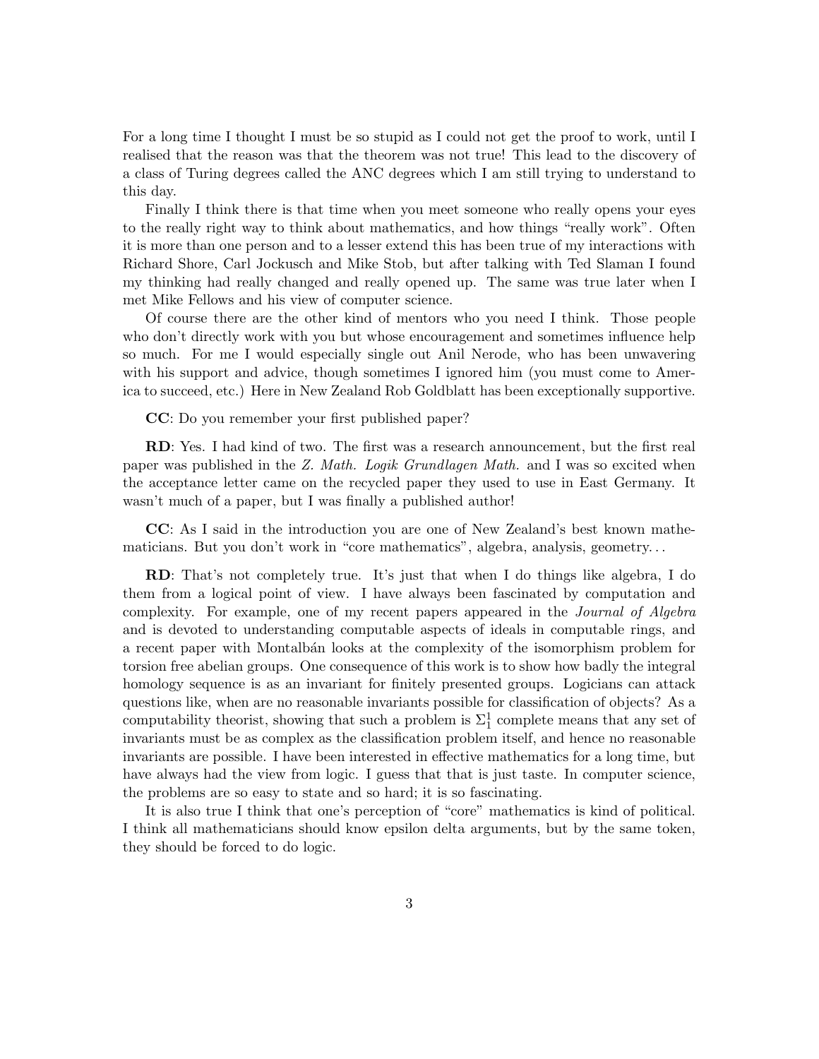For a long time I thought I must be so stupid as I could not get the proof to work, until I realised that the reason was that the theorem was not true! This lead to the discovery of a class of Turing degrees called the ANC degrees which I am still trying to understand to this day.

Finally I think there is that time when you meet someone who really opens your eyes to the really right way to think about mathematics, and how things "really work". Often it is more than one person and to a lesser extend this has been true of my interactions with Richard Shore, Carl Jockusch and Mike Stob, but after talking with Ted Slaman I found my thinking had really changed and really opened up. The same was true later when I met Mike Fellows and his view of computer science.

Of course there are the other kind of mentors who you need I think. Those people who don't directly work with you but whose encouragement and sometimes influence help so much. For me I would especially single out Anil Nerode, who has been unwavering with his support and advice, though sometimes I ignored him (you must come to America to succeed, etc.) Here in New Zealand Rob Goldblatt has been exceptionally supportive.

**CC**: Do you remember your first published paper?

**RD**: Yes. I had kind of two. The first was a research announcement, but the first real paper was published in the *Z. Math. Logik Grundlagen Math.* and I was so excited when the acceptance letter came on the recycled paper they used to use in East Germany. It wasn't much of a paper, but I was finally a published author!

**CC**: As I said in the introduction you are one of New Zealand's best known mathematicians. But you don't work in "core mathematics", algebra, analysis, geometry...

**RD**: That's not completely true. It's just that when I do things like algebra, I do them from a logical point of view. I have always been fascinated by computation and complexity. For example, one of my recent papers appeared in the *Journal of Algebra* and is devoted to understanding computable aspects of ideals in computable rings, and a recent paper with Montalbán looks at the complexity of the isomorphism problem for torsion free abelian groups. One consequence of this work is to show how badly the integral homology sequence is as an invariant for finitely presented groups. Logicians can attack questions like, when are no reasonable invariants possible for classification of objects? As a computability theorist, showing that such a problem is $\Sigma_1^1$ complete means that any set of invariants must be as complex as the classification problem itself, and hence no reasonable invariants are possible. I have been interested in effective mathematics for a long time, but have always had the view from logic. I guess that that is just taste. In computer science, the problems are so easy to state and so hard; it is so fascinating.

It is also true I think that one's perception of "core" mathematics is kind of political. I think all mathematicians should know epsilon delta arguments, but by the same token, they should be forced to do logic.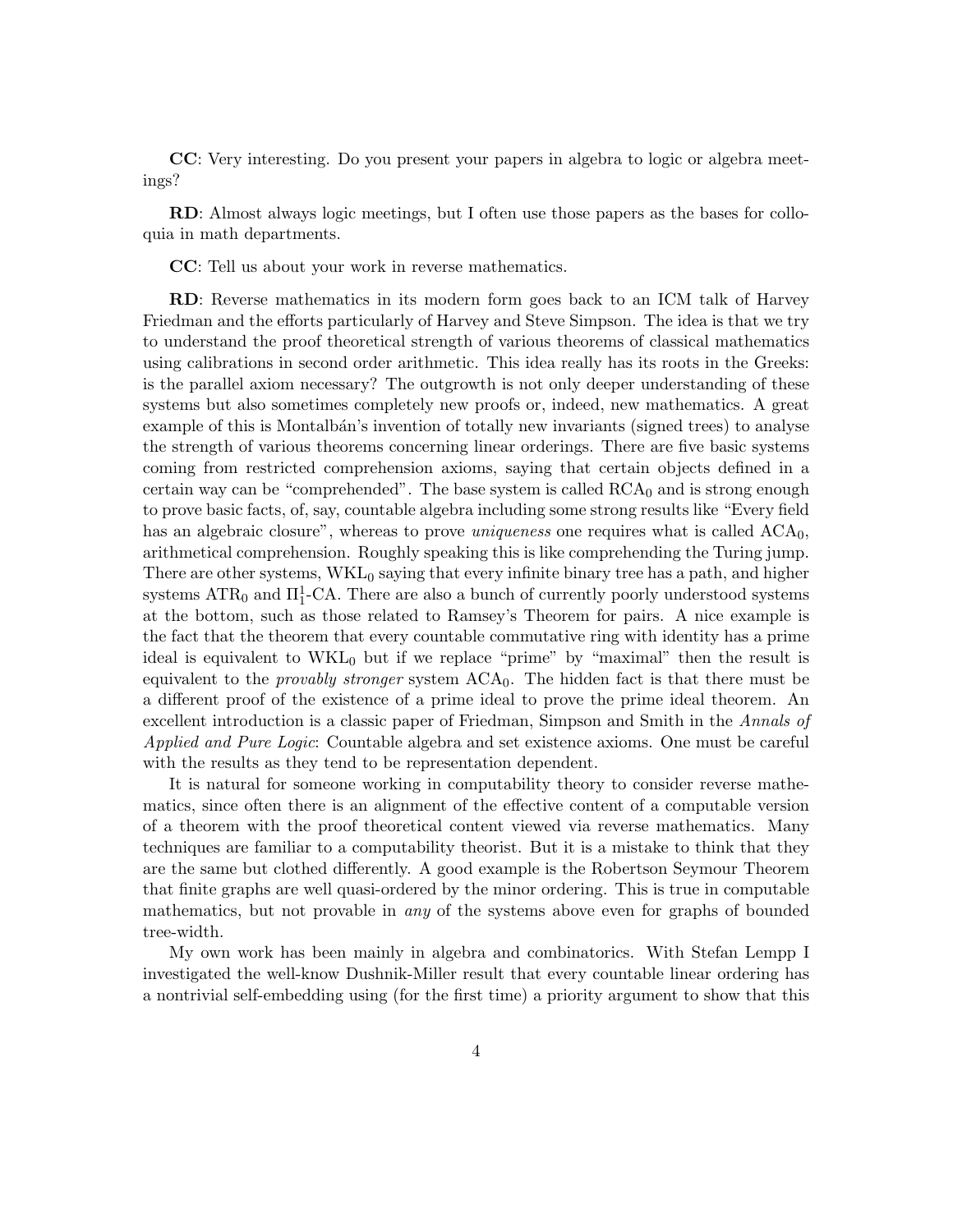**CC**: Very interesting. Do you present your papers in algebra to logic or algebra meetings?

**RD**: Almost always logic meetings, but I often use those papers as the bases for colloquia in math departments.

**CC**: Tell us about your work in reverse mathematics.

**RD**: Reverse mathematics in its modern form goes back to an ICM talk of Harvey Friedman and the efforts particularly of Harvey and Steve Simpson. The idea is that we try to understand the proof theoretical strength of various theorems of classical mathematics using calibrations in second order arithmetic. This idea really has its roots in the Greeks: is the parallel axiom necessary? The outgrowth is not only deeper understanding of these systems but also sometimes completely new proofs or, indeed, new mathematics. A great example of this is Montalbán's invention of totally new invariants (signed trees) to analyse the strength of various theorems concerning linear orderings. There are five basic systems coming from restricted comprehension axioms, saying that certain objects defined in a certain way can be "comprehended". The base system is called $\mathrm{RCA}_0$ and is strong enough to prove basic facts, of, say, countable algebra including some strong results like "Every field has an algebraic closure", whereas to prove *uniqueness* one requires what is called $\mathrm{ACA}_0$, arithmetical comprehension. Roughly speaking this is like comprehending the Turing jump. There are other systems, $\mathrm{WKL}_0$ saying that every infinite binary tree has a path, and higher systems $\mathrm{ATR}_0$ and $\Pi^1_1$-CA. There are also a bunch of currently poorly understood systems at the bottom, such as those related to Ramsey's Theorem for pairs. A nice example is the fact that the theorem that every countable commutative ring with identity has a prime ideal is equivalent to $\mathrm{WKL}_0$ but if we replace "prime" by "maximal" then the result is equivalent to the *provably stronger* system $\mathrm{ACA}_0$. The hidden fact is that there must be a different proof of the existence of a prime ideal to prove the prime ideal theorem. An excellent introduction is a classic paper of Friedman, Simpson and Smith in the *Annals of Applied and Pure Logic*: Countable algebra and set existence axioms. One must be careful with the results as they tend to be representation dependent.

It is natural for someone working in computability theory to consider reverse mathematics, since often there is an alignment of the effective content of a computable version of a theorem with the proof theoretical content viewed via reverse mathematics. Many techniques are familiar to a computability theorist. But it is a mistake to think that they are the same but clothed differently. A good example is the Robertson Seymour Theorem that finite graphs are well quasi-ordered by the minor ordering. This is true in computable mathematics, but not provable in *any* of the systems above even for graphs of bounded tree-width.

My own work has been mainly in algebra and combinatorics. With Stefan Lempp I investigated the well-know Dushnik-Miller result that every countable linear ordering has a nontrivial self-embedding using (for the first time) a priority argument to show that this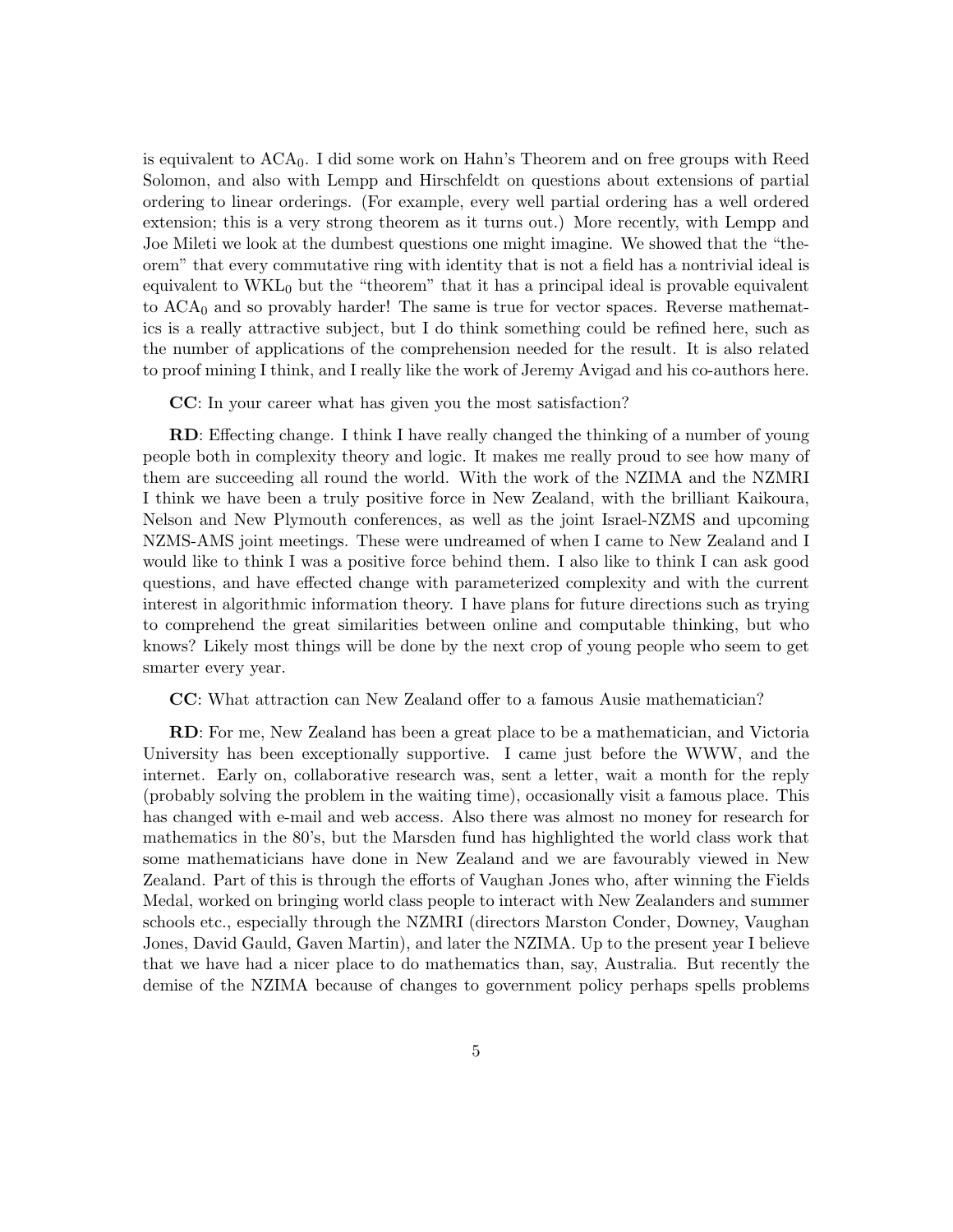is equivalent to $\mathrm{ACA}_0$. I did some work on Hahn's Theorem and on free groups with Reed Solomon, and also with Lempp and Hirschfeldt on questions about extensions of partial ordering to linear orderings. (For example, every well partial ordering has a well ordered extension; this is a very strong theorem as it turns out.) More recently, with Lempp and Joe Mileti we look at the dumbest questions one might imagine. We showed that the "theorem" that every commutative ring with identity that is not a field has a nontrivial ideal is equivalent to $\mathrm{WKL}_0$ but the "theorem" that it has a principal ideal is provable equivalent to $\mathrm{ACA}_0$ and so provably harder! The same is true for vector spaces. Reverse mathematics is a really attractive subject, but I do think something could be refined here, such as the number of applications of the comprehension needed for the result. It is also related to proof mining I think, and I really like the work of Jeremy Avigad and his co-authors here.

**CC**: In your career what has given you the most satisfaction?

**RD**: Effecting change. I think I have really changed the thinking of a number of young people both in complexity theory and logic. It makes me really proud to see how many of them are succeeding all round the world. With the work of the NZIMA and the NZMRI I think we have been a truly positive force in New Zealand, with the brilliant Kaikoura, Nelson and New Plymouth conferences, as well as the joint Israel-NZMS and upcoming NZMS-AMS joint meetings. These were undreamed of when I came to New Zealand and I would like to think I was a positive force behind them. I also like to think I can ask good questions, and have effected change with parameterized complexity and with the current interest in algorithmic information theory. I have plans for future directions such as trying to comprehend the great similarities between online and computable thinking, but who knows? Likely most things will be done by the next crop of young people who seem to get smarter every year.

**CC**: What attraction can New Zealand offer to a famous Ausie mathematician?

**RD**: For me, New Zealand has been a great place to be a mathematician, and Victoria University has been exceptionally supportive. I came just before the WWW, and the internet. Early on, collaborative research was, sent a letter, wait a month for the reply (probably solving the problem in the waiting time), occasionally visit a famous place. This has changed with e-mail and web access. Also there was almost no money for research for mathematics in the 80's, but the Marsden fund has highlighted the world class work that some mathematicians have done in New Zealand and we are favourably viewed in New Zealand. Part of this is through the efforts of Vaughan Jones who, after winning the Fields Medal, worked on bringing world class people to interact with New Zealanders and summer schools etc., especially through the NZMRI (directors Marston Conder, Downey, Vaughan Jones, David Gauld, Gaven Martin), and later the NZIMA. Up to the present year I believe that we have had a nicer place to do mathematics than, say, Australia. But recently the demise of the NZIMA because of changes to government policy perhaps spells problems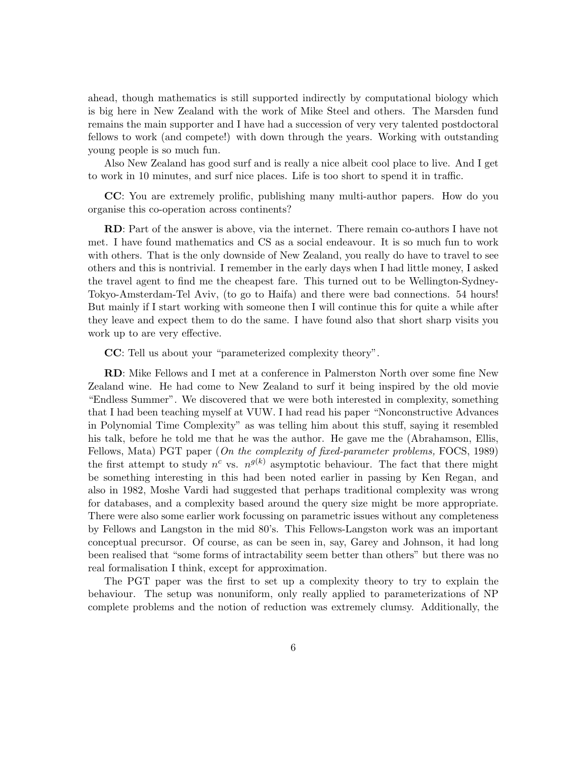ahead, though mathematics is still supported indirectly by computational biology which is big here in New Zealand with the work of Mike Steel and others. The Marsden fund remains the main supporter and I have had a succession of very very talented postdoctoral fellows to work (and compete!) with down through the years. Working with outstanding young people is so much fun.

Also New Zealand has good surf and is really a nice albeit cool place to live. And I get to work in 10 minutes, and surf nice places. Life is too short to spend it in traffic.

**CC**: You are extremely prolific, publishing many multi-author papers. How do you organise this co-operation across continents?

**RD**: Part of the answer is above, via the internet. There remain co-authors I have not met. I have found mathematics and CS as a social endeavour. It is so much fun to work with others. That is the only downside of New Zealand, you really do have to travel to see others and this is nontrivial. I remember in the early days when I had little money, I asked the travel agent to find me the cheapest fare. This turned out to be Wellington-Sydney-Tokyo-Amsterdam-Tel Aviv, (to go to Haifa) and there were bad connections. 54 hours! But mainly if I start working with someone then I will continue this for quite a while after they leave and expect them to do the same. I have found also that short sharp visits you work up to are very effective.

**CC**: Tell us about your "parameterized complexity theory".

**RD**: Mike Fellows and I met at a conference in Palmerston North over some fine New Zealand wine. He had come to New Zealand to surf it being inspired by the old movie "Endless Summer". We discovered that we were both interested in complexity, something that I had been teaching myself at VUW. I had read his paper "Nonconstructive Advances in Polynomial Time Complexity" as was telling him about this stuff, saying it resembled his talk, before he told me that he was the author. He gave me the (Abrahamson, Ellis, Fellows, Mata) PGT paper (*On the complexity of fixed-parameter problems,* FOCS, 1989) the first attempt to study $n^c$ vs. $n^{g(k)}$ asymptotic behaviour. The fact that there might be something interesting in this had been noted earlier in passing by Ken Regan, and also in 1982, Moshe Vardi had suggested that perhaps traditional complexity was wrong for databases, and a complexity based around the query size might be more appropriate. There were also some earlier work focussing on parametric issues without any completeness by Fellows and Langston in the mid 80's. This Fellows-Langston work was an important conceptual precursor. Of course, as can be seen in, say, Garey and Johnson, it had long been realised that "some forms of intractability seem better than others" but there was no real formalisation I think, except for approximation.

The PGT paper was the first to set up a complexity theory to try to explain the behaviour. The setup was nonuniform, only really applied to parameterizations of NP complete problems and the notion of reduction was extremely clumsy. Additionally, the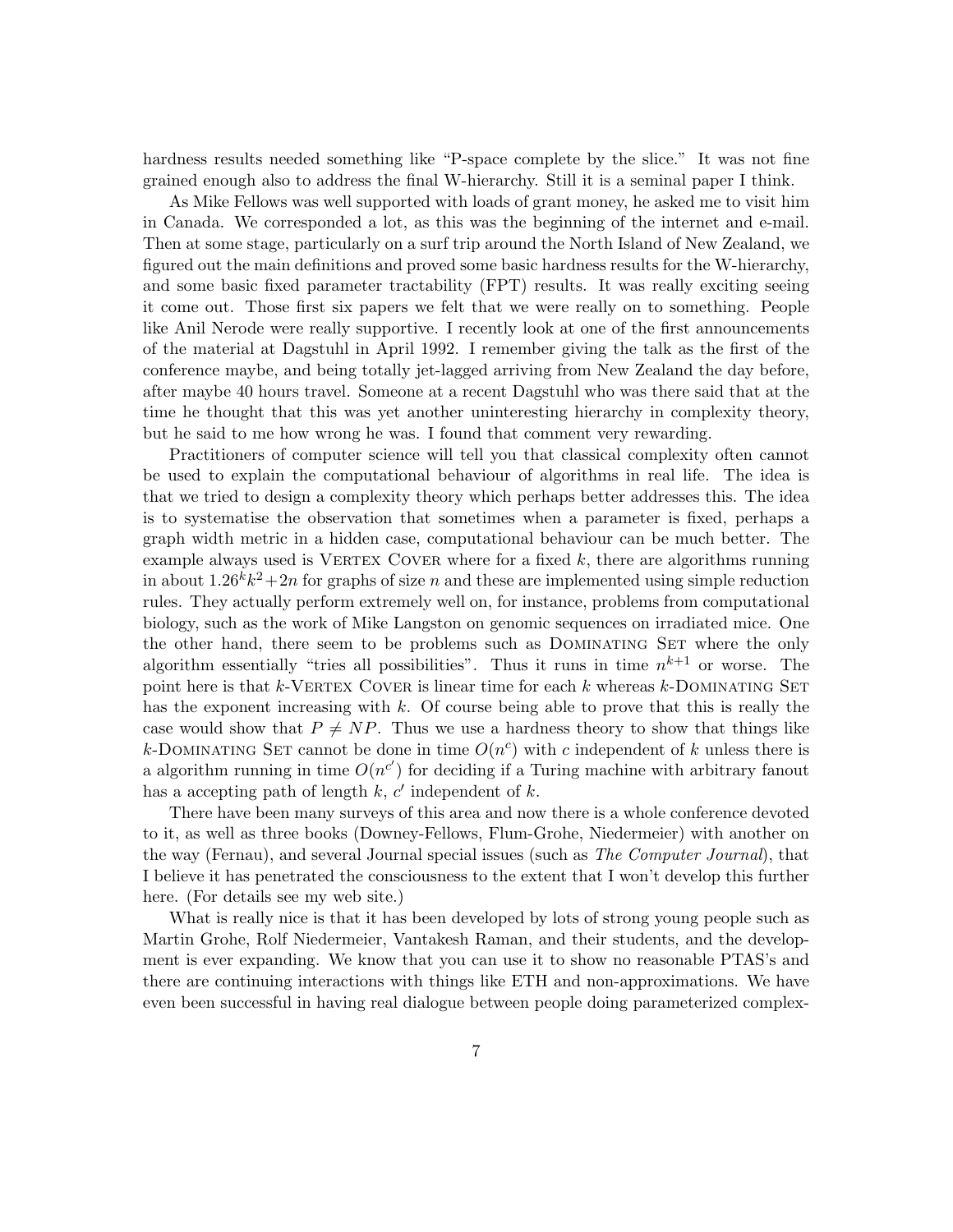hardness results needed something like "P-space complete by the slice." It was not fine grained enough also to address the final W-hierarchy. Still it is a seminal paper I think.

As Mike Fellows was well supported with loads of grant money, he asked me to visit him in Canada. We corresponded a lot, as this was the beginning of the internet and e-mail. Then at some stage, particularly on a surf trip around the North Island of New Zealand, we figured out the main definitions and proved some basic hardness results for the W-hierarchy, and some basic fixed parameter tractability (FPT) results. It was really exciting seeing it come out. Those first six papers we felt that we were really on to something. People like Anil Nerode were really supportive. I recently look at one of the first announcements of the material at Dagstuhl in April 1992. I remember giving the talk as the first of the conference maybe, and being totally jet-lagged arriving from New Zealand the day before, after maybe 40 hours travel. Someone at a recent Dagstuhl who was there said that at the time he thought that this was yet another uninteresting hierarchy in complexity theory, but he said to me how wrong he was. I found that comment very rewarding.

Practitioners of computer science will tell you that classical complexity often cannot be used to explain the computational behaviour of algorithms in real life. The idea is that we tried to design a complexity theory which perhaps better addresses this. The idea is to systematise the observation that sometimes when a parameter is fixed, perhaps a graph width metric in a hidden case, computational behaviour can be much better. The example always used is Vertex Cover where for a fixed $k$, there are algorithms running in about $1.26^k k^2 + 2n$ for graphs of size $n$ and these are implemented using simple reduction rules. They actually perform extremely well on, for instance, problems from computational biology, such as the work of Mike Langston on genomic sequences on irradiated mice. One the other hand, there seem to be problems such as Dominating Set where the only algorithm essentially "tries all possibilities". Thus it runs in time $n^{k+1}$ or worse. The point here is that $k$-Vertex Cover is linear time for each $k$ whereas $k$-Dominating Set has the exponent increasing with $k$. Of course being able to prove that this is really the case would show that $P \neq NP$. Thus we use a hardness theory to show that things like $k$-Dominating Set cannot be done in time $O(n^c)$ with $c$ independent of $k$ unless there is a algorithm running in time $O(n^{c'})$ for deciding if a Turing machine with arbitrary fanout has a accepting path of length $k$, $c'$ independent of $k$.

There have been many surveys of this area and now there is a whole conference devoted to it, as well as three books (Downey-Fellows, Flum-Grohe, Niedermeier) with another on the way (Fernau), and several Journal special issues (such as *The Computer Journal*), that I believe it has penetrated the consciousness to the extent that I won't develop this further here. (For details see my web site.)

What is really nice is that it has been developed by lots of strong young people such as Martin Grohe, Rolf Niedermeier, Vantakesh Raman, and their students, and the development is ever expanding. We know that you can use it to show no reasonable PTAS's and there are continuing interactions with things like ETH and non-approximations. We have even been successful in having real dialogue between people doing parameterized complex-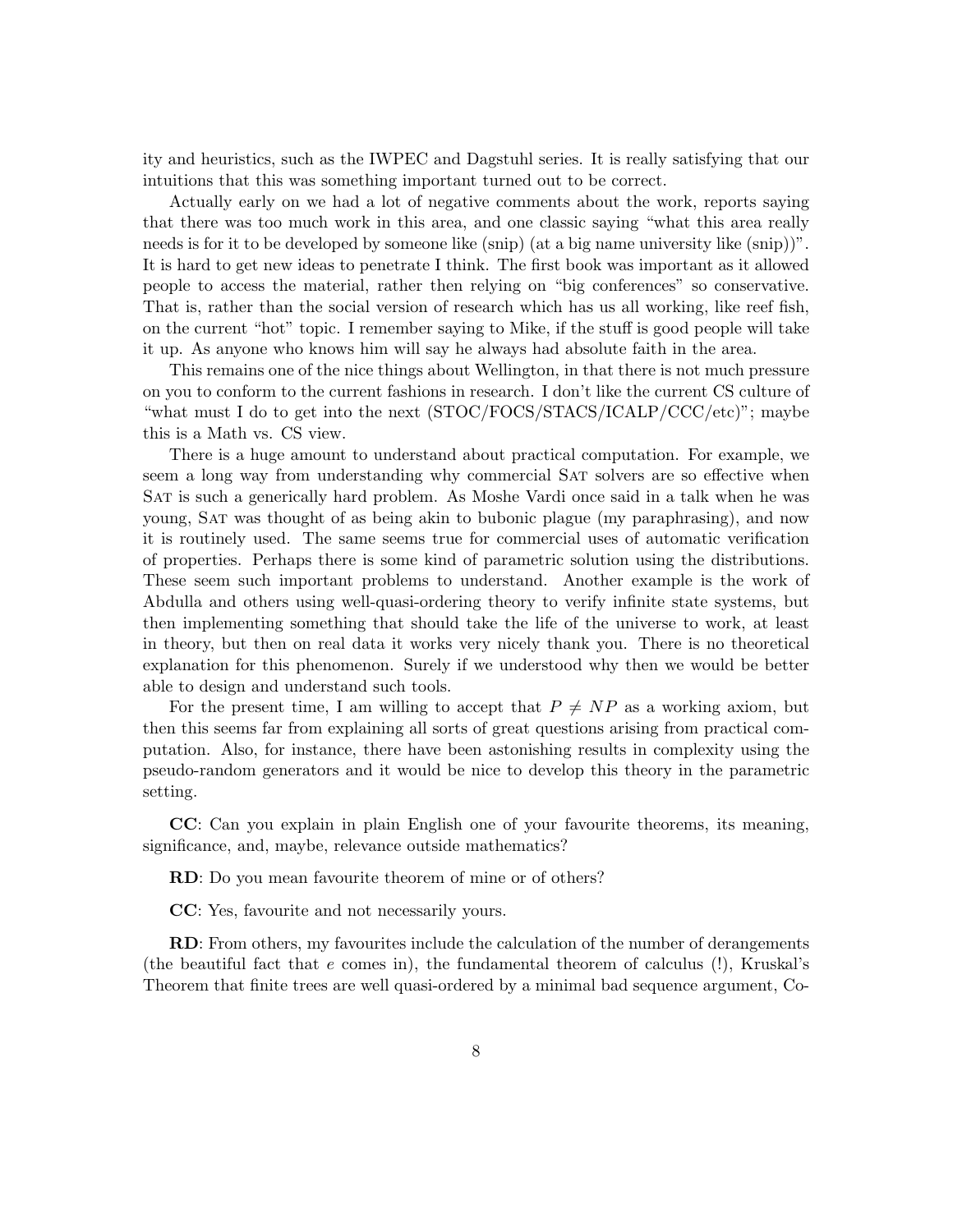ity and heuristics, such as the IWPEC and Dagstuhl series. It is really satisfying that our intuitions that this was something important turned out to be correct.

Actually early on we had a lot of negative comments about the work, reports saying that there was too much work in this area, and one classic saying "what this area really needs is for it to be developed by someone like (snip) (at a big name university like (snip))". It is hard to get new ideas to penetrate I think. The first book was important as it allowed people to access the material, rather then relying on "big conferences" so conservative. That is, rather than the social version of research which has us all working, like reef fish, on the current "hot" topic. I remember saying to Mike, if the stuff is good people will take it up. As anyone who knows him will say he always had absolute faith in the area.

This remains one of the nice things about Wellington, in that there is not much pressure on you to conform to the current fashions in research. I don't like the current CS culture of "what must I do to get into the next (STOC/FOCS/STACS/ICALP/CCC/etc)"; maybe this is a Math vs. CS view.

There is a huge amount to understand about practical computation. For example, we seem a long way from understanding why commercial SAT solvers are so effective when SAT is such a generically hard problem. As Moshe Vardi once said in a talk when he was young, SAT was thought of as being akin to bubonic plague (my paraphrasing), and now it is routinely used. The same seems true for commercial uses of automatic verification of properties. Perhaps there is some kind of parametric solution using the distributions. These seem such important problems to understand. Another example is the work of Abdulla and others using well-quasi-ordering theory to verify infinite state systems, but then implementing something that should take the life of the universe to work, at least in theory, but then on real data it works very nicely thank you. There is no theoretical explanation for this phenomenon. Surely if we understood why then we would be better able to design and understand such tools.

For the present time, I am willing to accept that $P \neq NP$ as a working axiom, but then this seems far from explaining all sorts of great questions arising from practical computation. Also, for instance, there have been astonishing results in complexity using the pseudo-random generators and it would be nice to develop this theory in the parametric setting.

**CC**: Can you explain in plain English one of your favourite theorems, its meaning, significance, and, maybe, relevance outside mathematics?

**RD**: Do you mean favourite theorem of mine or of others?

**CC**: Yes, favourite and not necessarily yours.

**RD**: From others, my favourites include the calculation of the number of derangements (the beautiful fact that $e$ comes in), the fundamental theorem of calculus (!), Kruskal's Theorem that finite trees are well quasi-ordered by a minimal bad sequence argument, Co-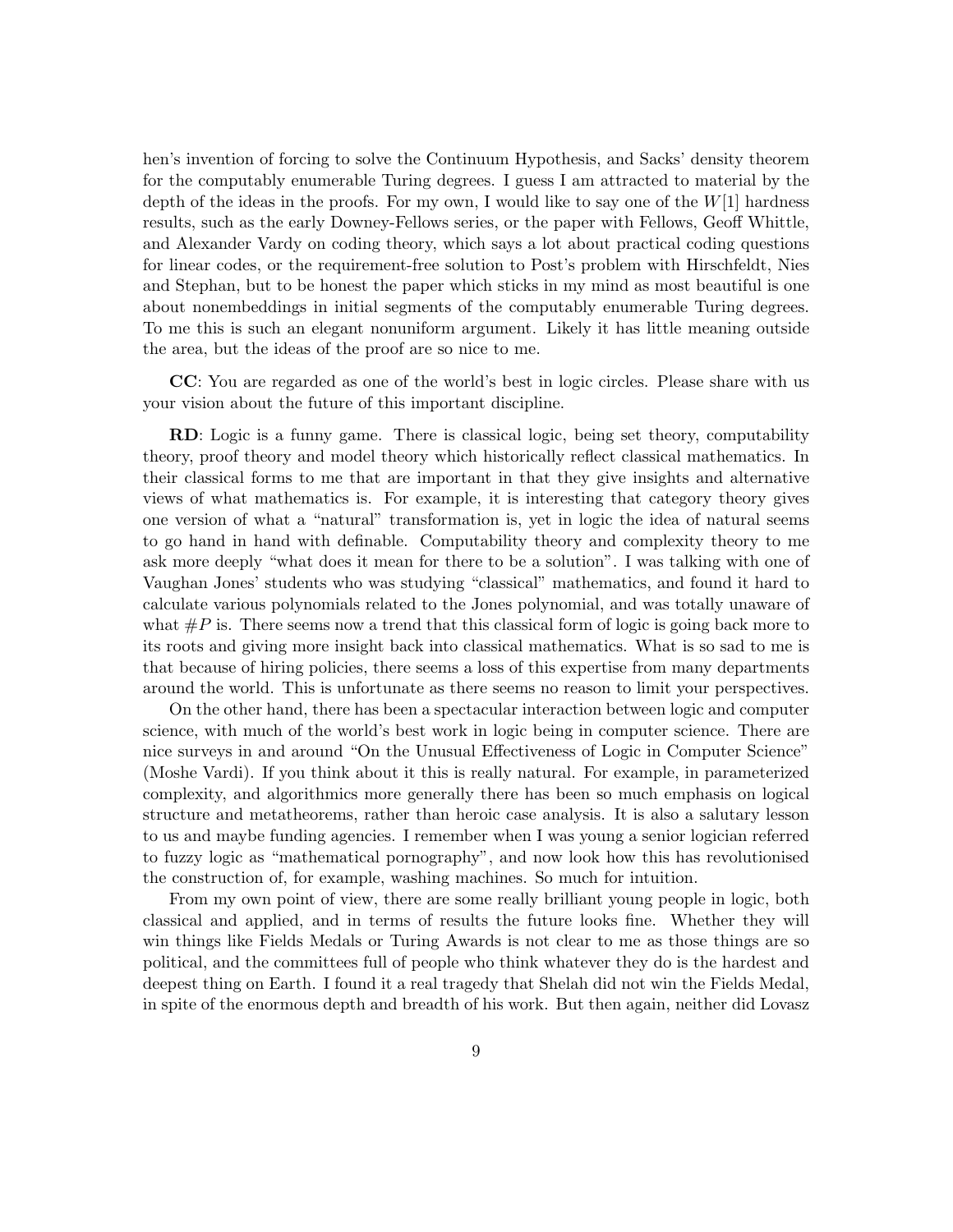hen's invention of forcing to solve the Continuum Hypothesis, and Sacks' density theorem for the computably enumerable Turing degrees. I guess I am attracted to material by the depth of the ideas in the proofs. For my own, I would like to say one of the $W[1]$ hardness results, such as the early Downey-Fellows series, or the paper with Fellows, Geoff Whittle, and Alexander Vardy on coding theory, which says a lot about practical coding questions for linear codes, or the requirement-free solution to Post's problem with Hirschfeldt, Nies and Stephan, but to be honest the paper which sticks in my mind as most beautiful is one about nonembeddings in initial segments of the computably enumerable Turing degrees. To me this is such an elegant nonuniform argument. Likely it has little meaning outside the area, but the ideas of the proof are so nice to me.

**CC**: You are regarded as one of the world's best in logic circles. Please share with us your vision about the future of this important discipline.

**RD**: Logic is a funny game. There is classical logic, being set theory, computability theory, proof theory and model theory which historically reflect classical mathematics. In their classical forms to me that are important in that they give insights and alternative views of what mathematics is. For example, it is interesting that category theory gives one version of what a "natural" transformation is, yet in logic the idea of natural seems to go hand in hand with definable. Computability theory and complexity theory to me ask more deeply "what does it mean for there to be a solution". I was talking with one of Vaughan Jones' students who was studying "classical" mathematics, and found it hard to calculate various polynomials related to the Jones polynomial, and was totally unaware of what $\#P$ is. There seems now a trend that this classical form of logic is going back more to its roots and giving more insight back into classical mathematics. What is so sad to me is that because of hiring policies, there seems a loss of this expertise from many departments around the world. This is unfortunate as there seems no reason to limit your perspectives.

On the other hand, there has been a spectacular interaction between logic and computer science, with much of the world's best work in logic being in computer science. There are nice surveys in and around "On the Unusual Effectiveness of Logic in Computer Science" (Moshe Vardi). If you think about it this is really natural. For example, in parameterized complexity, and algorithmics more generally there has been so much emphasis on logical structure and metatheorems, rather than heroic case analysis. It is also a salutary lesson to us and maybe funding agencies. I remember when I was young a senior logician referred to fuzzy logic as "mathematical pornography", and now look how this has revolutionised the construction of, for example, washing machines. So much for intuition.

From my own point of view, there are some really brilliant young people in logic, both classical and applied, and in terms of results the future looks fine. Whether they will win things like Fields Medals or Turing Awards is not clear to me as those things are so political, and the committees full of people who think whatever they do is the hardest and deepest thing on Earth. I found it a real tragedy that Shelah did not win the Fields Medal, in spite of the enormous depth and breadth of his work. But then again, neither did Lovasz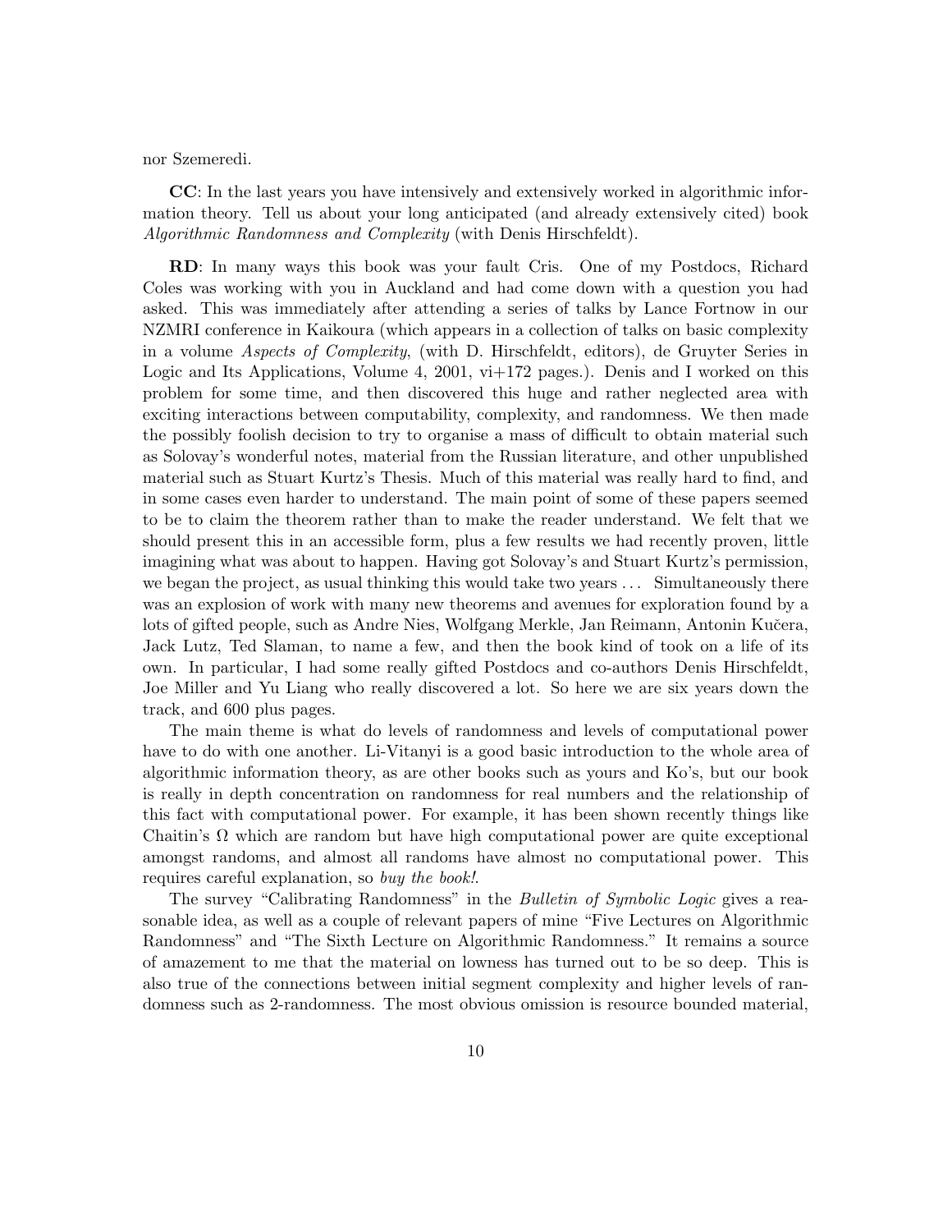nor Szemeredi.

**CC**: In the last years you have intensively and extensively worked in algorithmic information theory. Tell us about your long anticipated (and already extensively cited) book *Algorithmic Randomness and Complexity* (with Denis Hirschfeldt).

**RD**: In many ways this book was your fault Cris. One of my Postdocs, Richard Coles was working with you in Auckland and had come down with a question you had asked. This was immediately after attending a series of talks by Lance Fortnow in our NZMRI conference in Kaikoura (which appears in a collection of talks on basic complexity in a volume *Aspects of Complexity*, (with D. Hirschfeldt, editors), de Gruyter Series in Logic and Its Applications, Volume 4, 2001, vi+172 pages.). Denis and I worked on this problem for some time, and then discovered this huge and rather neglected area with exciting interactions between computability, complexity, and randomness. We then made the possibly foolish decision to try to organise a mass of difficult to obtain material such as Solovay's wonderful notes, material from the Russian literature, and other unpublished material such as Stuart Kurtz's Thesis. Much of this material was really hard to find, and in some cases even harder to understand. The main point of some of these papers seemed to be to claim the theorem rather than to make the reader understand. We felt that we should present this in an accessible form, plus a few results we had recently proven, little imagining what was about to happen. Having got Solovay's and Stuart Kurtz's permission, we began the project, as usual thinking this would take two years ... Simultaneously there was an explosion of work with many new theorems and avenues for exploration found by a lots of gifted people, such as Andre Nies, Wolfgang Merkle, Jan Reimann, Antonin Kučera, Jack Lutz, Ted Slaman, to name a few, and then the book kind of took on a life of its own. In particular, I had some really gifted Postdocs and co-authors Denis Hirschfeldt, Joe Miller and Yu Liang who really discovered a lot. So here we are six years down the track, and 600 plus pages.

The main theme is what do levels of randomness and levels of computational power have to do with one another. Li-Vitanyi is a good basic introduction to the whole area of algorithmic information theory, as are other books such as yours and Ko's, but our book is really in depth concentration on randomness for real numbers and the relationship of this fact with computational power. For example, it has been shown recently things like Chaitin's $\Omega$ which are random but have high computational power are quite exceptional amongst randoms, and almost all randoms have almost no computational power. This requires careful explanation, so *buy the book!*.

The survey "Calibrating Randomness" in the *Bulletin of Symbolic Logic* gives a reasonable idea, as well as a couple of relevant papers of mine "Five Lectures on Algorithmic Randomness" and "The Sixth Lecture on Algorithmic Randomness." It remains a source of amazement to me that the material on lowness has turned out to be so deep. This is also true of the connections between initial segment complexity and higher levels of randomness such as 2-randomness. The most obvious omission is resource bounded material,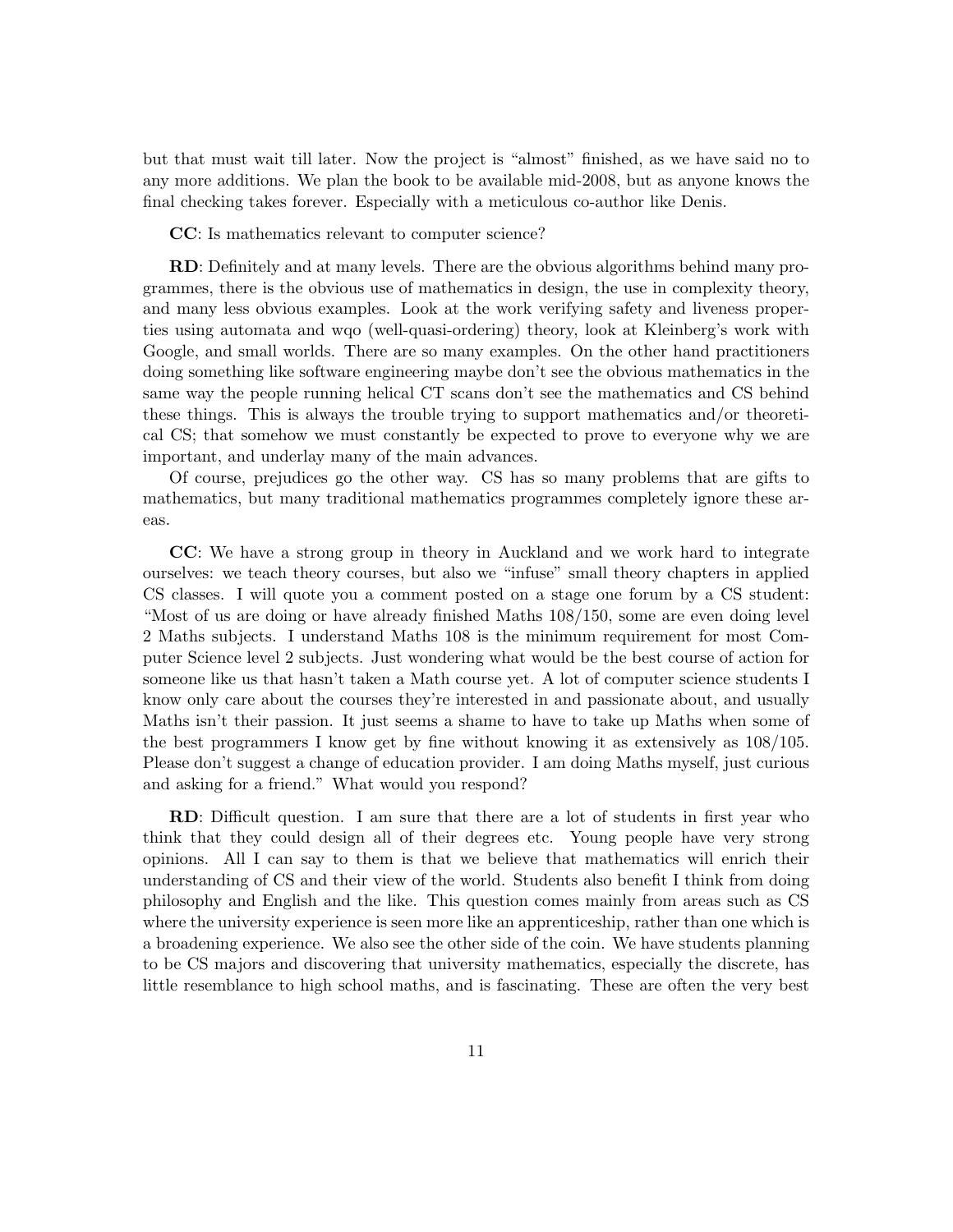but that must wait till later. Now the project is "almost" finished, as we have said no to any more additions. We plan the book to be available mid-2008, but as anyone knows the final checking takes forever. Especially with a meticulous co-author like Denis.

**CC**: Is mathematics relevant to computer science?

**RD**: Definitely and at many levels. There are the obvious algorithms behind many programmes, there is the obvious use of mathematics in design, the use in complexity theory, and many less obvious examples. Look at the work verifying safety and liveness properties using automata and wqo (well-quasi-ordering) theory, look at Kleinberg's work with Google, and small worlds. There are so many examples. On the other hand practitioners doing something like software engineering maybe don't see the obvious mathematics in the same way the people running helical CT scans don't see the mathematics and CS behind these things. This is always the trouble trying to support mathematics and/or theoretical CS; that somehow we must constantly be expected to prove to everyone why we are important, and underlay many of the main advances.

Of course, prejudices go the other way. CS has so many problems that are gifts to mathematics, but many traditional mathematics programmes completely ignore these areas.

**CC**: We have a strong group in theory in Auckland and we work hard to integrate ourselves: we teach theory courses, but also we "infuse" small theory chapters in applied CS classes. I will quote you a comment posted on a stage one forum by a CS student: "Most of us are doing or have already finished Maths 108/150, some are even doing level 2 Maths subjects. I understand Maths 108 is the minimum requirement for most Computer Science level 2 subjects. Just wondering what would be the best course of action for someone like us that hasn't taken a Math course yet. A lot of computer science students I know only care about the courses they're interested in and passionate about, and usually Maths isn't their passion. It just seems a shame to have to take up Maths when some of the best programmers I know get by fine without knowing it as extensively as 108/105. Please don't suggest a change of education provider. I am doing Maths myself, just curious and asking for a friend." What would you respond?

**RD**: Difficult question. I am sure that there are a lot of students in first year who think that they could design all of their degrees etc. Young people have very strong opinions. All I can say to them is that we believe that mathematics will enrich their understanding of CS and their view of the world. Students also benefit I think from doing philosophy and English and the like. This question comes mainly from areas such as CS where the university experience is seen more like an apprenticeship, rather than one which is a broadening experience. We also see the other side of the coin. We have students planning to be CS majors and discovering that university mathematics, especially the discrete, has little resemblance to high school maths, and is fascinating. These are often the very best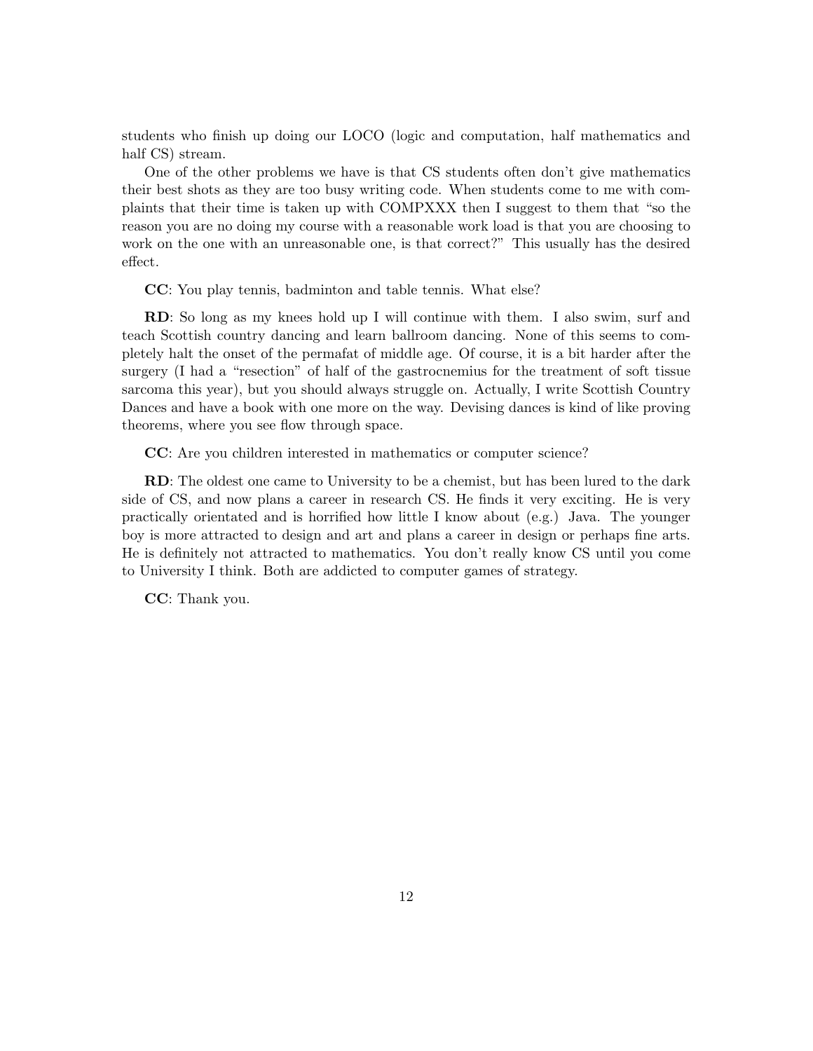students who finish up doing our LOCO (logic and computation, half mathematics and half CS) stream.

One of the other problems we have is that CS students often don't give mathematics their best shots as they are too busy writing code. When students come to me with complaints that their time is taken up with COMPXXX then I suggest to them that "so the reason you are no doing my course with a reasonable work load is that you are choosing to work on the one with an unreasonable one, is that correct?" This usually has the desired effect.

**CC**: You play tennis, badminton and table tennis. What else?

**RD**: So long as my knees hold up I will continue with them. I also swim, surf and teach Scottish country dancing and learn ballroom dancing. None of this seems to completely halt the onset of the permafat of middle age. Of course, it is a bit harder after the surgery (I had a "resection" of half of the gastrocnemius for the treatment of soft tissue sarcoma this year), but you should always struggle on. Actually, I write Scottish Country Dances and have a book with one more on the way. Devising dances is kind of like proving theorems, where you see flow through space.

**CC**: Are you children interested in mathematics or computer science?

**RD**: The oldest one came to University to be a chemist, but has been lured to the dark side of CS, and now plans a career in research CS. He finds it very exciting. He is very practically orientated and is horrified how little I know about (e.g.) Java. The younger boy is more attracted to design and art and plans a career in design or perhaps fine arts. He is definitely not attracted to mathematics. You don't really know CS until you come to University I think. Both are addicted to computer games of strategy.

**CC**: Thank you.